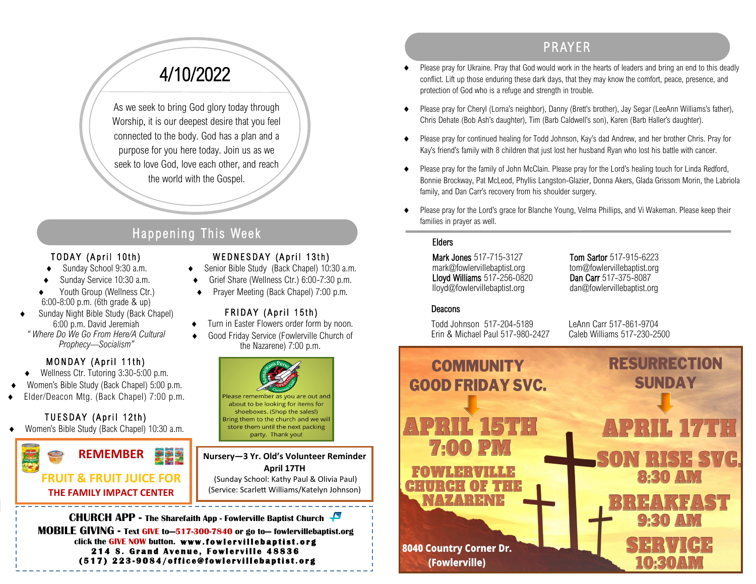# 4/10/2022

As we seek to bring God glory today through Worship, it is our deepest desire that you feel connected to the body. God has a plan and a purpose for you here today. Join us as we seek to love God, love each other, and reach the world with the Gospel.

## Happening This Week

### TODAY (April 10th)

- Sunday School 9:30 a.m.
- Sunday Service 10:30 a.m.
- Youth Group (Wellness Ctr.) 6:00-8:00 p.m. (6th grade & up)
- Sunday Night Bible Study (Back Chapel) 6:00 p.m. David Jeremiah *"Where Do We Go From Here/A Cultural Prophecy—Socialism"*

### MONDAY (April 11th)

- Wellness Ctr. Tutoring 3:30-5:00 p.m.
- Women's Bible Study (Back Chapel) 5:00 p.m.
- Elder/Deacon Mtg. (Back Chapel) 7:00 p.m.

### TUESDAY (April 12th)

- Women's Bible Study (Back Chapel) 10:30 a.m.

### WEDNESDAY (April 13th)

- Senior Bible Study (Back Chapel) 10:30 a.m.
- Grief Share (Wellness Ctr.) 6:00-7:30 p.m.
- Prayer Meeting (Back Chapel) 7:00 p.m.

### FRIDAY (April 15th)

- Turn in Easter Flowers order form by noon.
- Good Friday Service (Fowlerville Church of the Nazarene) 7:00 p.m.

Samaritan's Purse Operation Christmas Child

Please remember as you are out and about to be looking for items for shoeboxes. (Shop the sales!) Bring them to the church and we will store them until the next packing party. Thank you!

**REMEMBER**

**FRUIT & FRUIT JUICE FOR THE FAMILY IMPACT CENTER**

**Nursery—3 Yr. Old's Volunteer Reminder**
**April 17TH**
(Sunday School: Kathy Paul & Olivia Paul)
(Service: Scarlett Williams/Katelyn Johnson)

**CHURCH APP - The Sharefaith App - Fowlerville Baptist Church**
**MOBILE GIVING - Text GIVE to—517-300-7840 or go to— fowlervillebaptist.org click the GIVE NOW button. www.fowlervillebaptist.org**
**214 S. Grand Avenue, Fowlerville 48836**
**(517) 223-9084/office@fowlervillebaptist.org**

## PRAYER

- Please pray for Ukraine. Pray that God would work in the hearts of leaders and bring an end to this deadly conflict. Lift up those enduring these dark days, that they may know the comfort, peace, presence, and protection of God who is a refuge and strength in trouble.
- Please pray for Cheryl (Lorna's neighbor), Danny (Brett's brother), Jay Segar (LeeAnn Williams's father), Chris Dehate (Bob Ash's daughter), Tim (Barb Caldwell's son), Karen (Barb Haller's daughter).
- Please pray for continued healing for Todd Johnson, Kay's dad Andrew, and her brother Chris. Pray for Kay's friend's family with 8 children that just lost her husband Ryan who lost his battle with cancer.
- Please pray for the family of John McClain. Please pray for the Lord's healing touch for Linda Redford, Bonnie Brockway, Pat McLeod, Phyllis Langston-Glazier, Donna Akers, Glada Grissom Morin, the Labriola family, and Dan Carr's recovery from his shoulder surgery.
- Please pray for the Lord's grace for Blanche Young, Velma Phillips, and Vi Wakeman. Please keep their families in prayer as well.

### Elders

**Mark Jones** 517-715-3127
mark@fowlervillebaptist.org
**Lloyd Williams** 517-256-0820
lloyd@fowlervillebaptist.org

**Tom Sartor** 517-915-6223
tom@fowlervillebaptist.org
**Dan Carr** 517-375-8087
dan@fowlervillebaptist.org

### Deacons

Todd Johnson 517-204-5189
Erin & Michael Paul 517-980-2427

LeAnn Carr 517-861-9704
Caleb Williams 517-230-2500

**COMMUNITY GOOD FRIDAY SVC.**
**APRIL 15TH 7:00 PM**
**FOWLERVILLE CHURCH OF THE NAZARENE**
**8040 Country Corner Dr. (Fowlerville)**

**RESURRECTION SUNDAY**
**APRIL 17TH**
**SON RISE SVC. 8:30 AM**
**BREAKFAST 9:30 AM**
**SERVICE 10:30AM**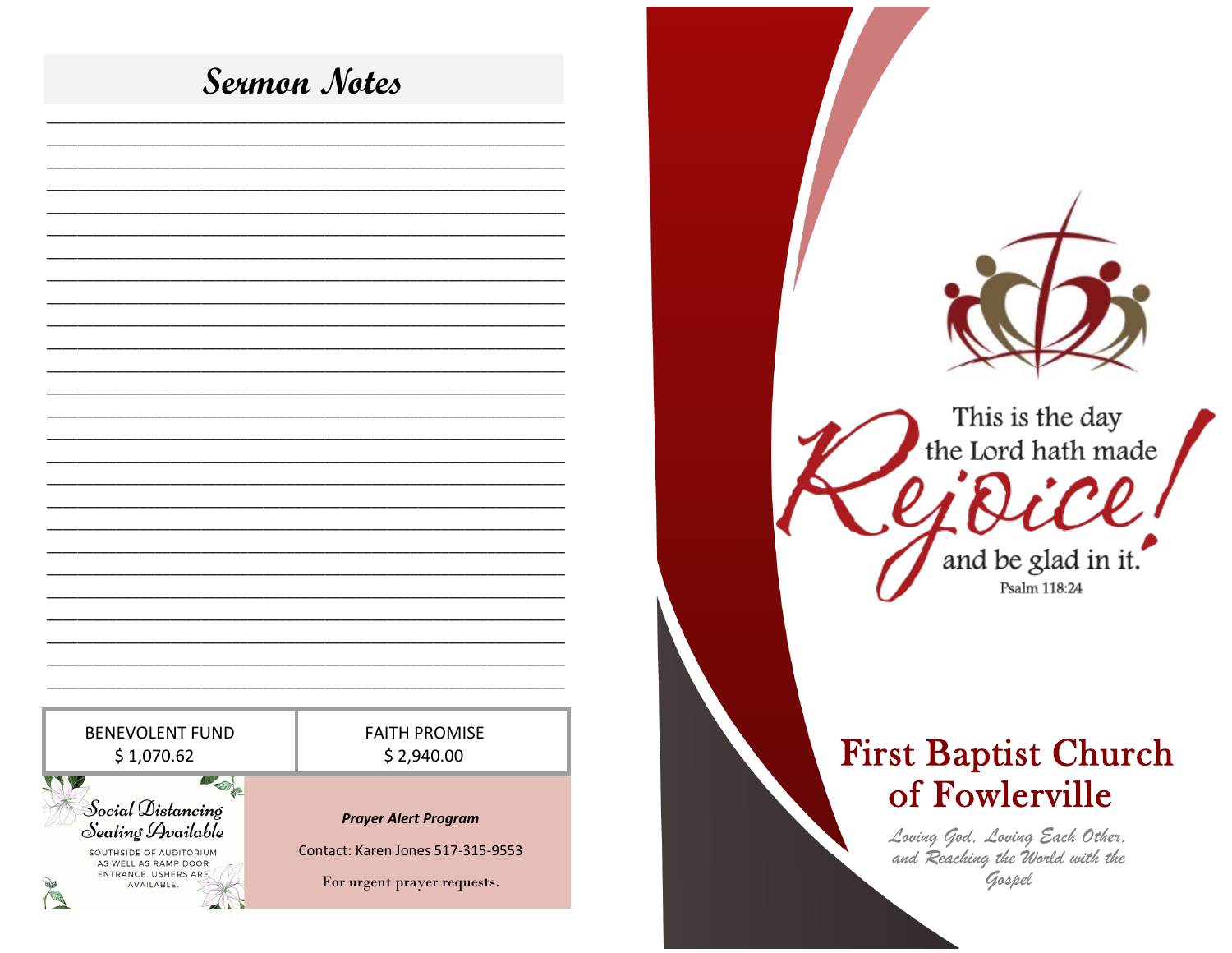## Sermon Notes

| | |
|---|---|
| BENEVOLENT FUND<br>$ 1,070.62 | FAITH PROMISE<br>$ 2,940.00 |

Social Distancing Seating Available

SOUTHSIDE OF AUDITORIUM AS WELL AS RAMP DOOR ENTRANCE. USHERS ARE AVAILABLE.

***Prayer Alert Program***

Contact: Karen Jones 517-315-9553

For urgent prayer requests.

This is the day the Lord hath made

Rejoice!

and be glad in it.

Psalm 118:24

# First Baptist Church of Fowlerville

*Loving God, Loving Each Other, and Reaching the World with the Gospel*